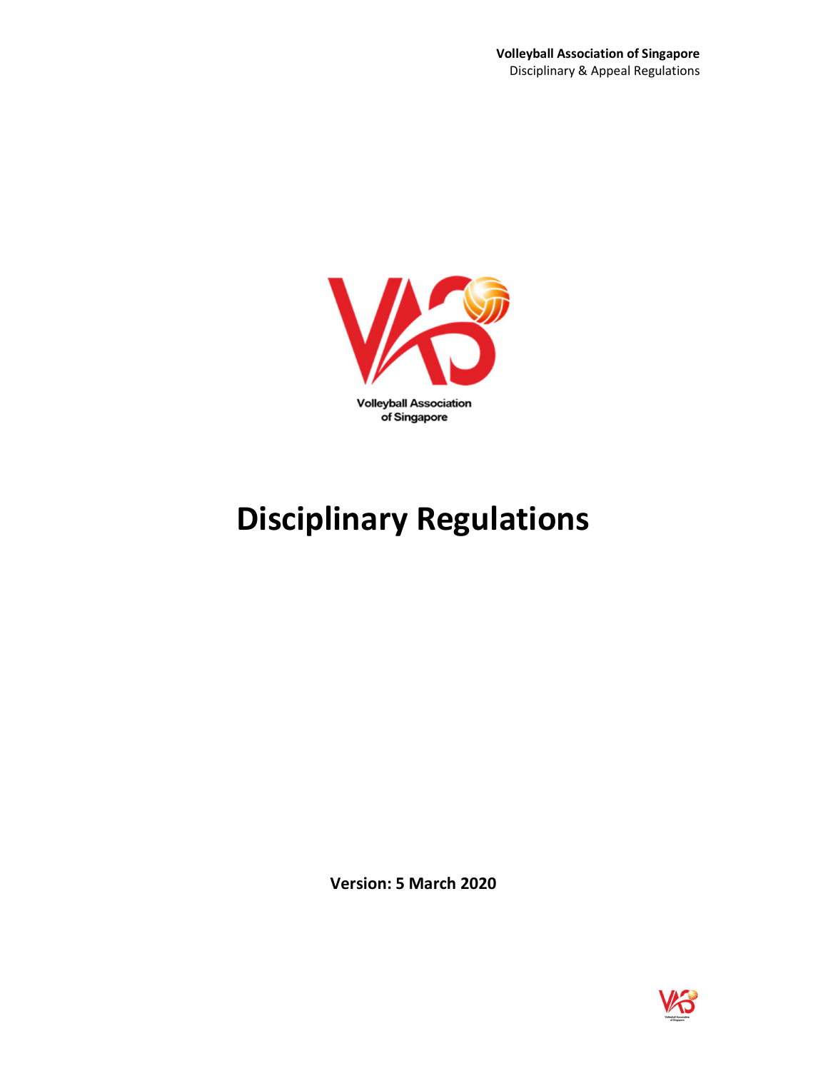Volleyball Association of Singapore

# Disciplinary Regulations

**Version: 5 March 2020**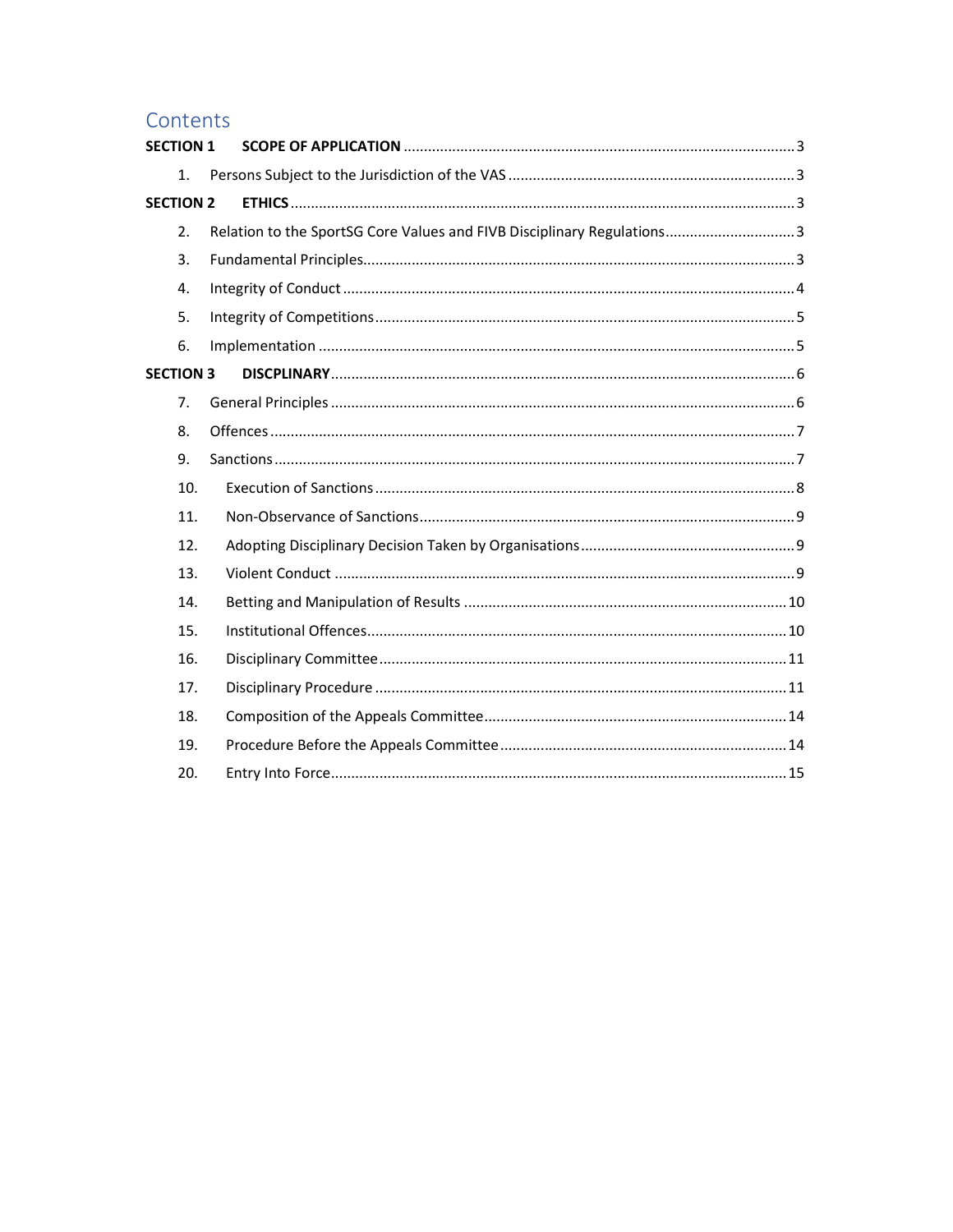# Contents

**SECTION 1 SCOPE OF APPLICATION** ........ 3

1. Persons Subject to the Jurisdiction of the VAS ........ 3

**SECTION 2 ETHICS** ........ 3

2. Relation to the SportSG Core Values and FIVB Disciplinary Regulations ........ 3
3. Fundamental Principles ........ 3
4. Integrity of Conduct ........ 4
5. Integrity of Competitions ........ 5
6. Implementation ........ 5

**SECTION 3 DISCPLINARY** ........ 6

7. General Principles ........ 6
8. Offences ........ 7
9. Sanctions ........ 7
10. Execution of Sanctions ........ 8
11. Non-Observance of Sanctions ........ 9
12. Adopting Disciplinary Decision Taken by Organisations ........ 9
13. Violent Conduct ........ 9
14. Betting and Manipulation of Results ........ 10
15. Institutional Offences ........ 10
16. Disciplinary Committee ........ 11
17. Disciplinary Procedure ........ 11
18. Composition of the Appeals Committee ........ 14
19. Procedure Before the Appeals Committee ........ 14
20. Entry Into Force ........ 15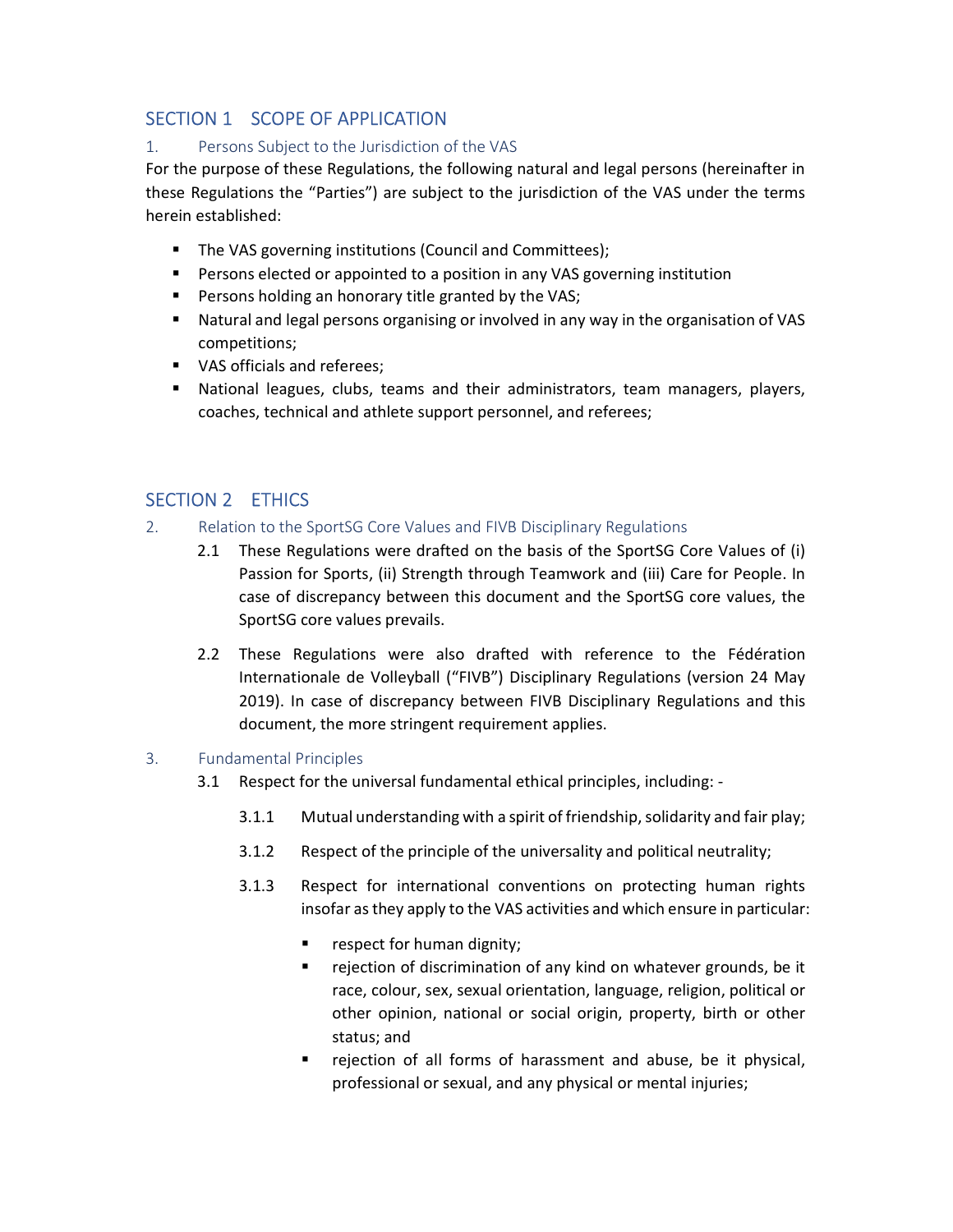## SECTION 1 SCOPE OF APPLICATION

### 1. Persons Subject to the Jurisdiction of the VAS

For the purpose of these Regulations, the following natural and legal persons (hereinafter in these Regulations the "Parties") are subject to the jurisdiction of the VAS under the terms herein established:

- The VAS governing institutions (Council and Committees);
- Persons elected or appointed to a position in any VAS governing institution
- Persons holding an honorary title granted by the VAS;
- Natural and legal persons organising or involved in any way in the organisation of VAS competitions;
- VAS officials and referees;
- National leagues, clubs, teams and their administrators, team managers, players, coaches, technical and athlete support personnel, and referees;

## SECTION 2 ETHICS

### 2. Relation to the SportSG Core Values and FIVB Disciplinary Regulations

2.1 These Regulations were drafted on the basis of the SportSG Core Values of (i) Passion for Sports, (ii) Strength through Teamwork and (iii) Care for People. In case of discrepancy between this document and the SportSG core values, the SportSG core values prevails.

2.2 These Regulations were also drafted with reference to the Fédération Internationale de Volleyball ("FIVB") Disciplinary Regulations (version 24 May 2019). In case of discrepancy between FIVB Disciplinary Regulations and this document, the more stringent requirement applies.

### 3. Fundamental Principles

3.1 Respect for the universal fundamental ethical principles, including: -

3.1.1 Mutual understanding with a spirit of friendship, solidarity and fair play;

3.1.2 Respect of the principle of the universality and political neutrality;

3.1.3 Respect for international conventions on protecting human rights insofar as they apply to the VAS activities and which ensure in particular:

- respect for human dignity;
- rejection of discrimination of any kind on whatever grounds, be it race, colour, sex, sexual orientation, language, religion, political or other opinion, national or social origin, property, birth or other status; and
- rejection of all forms of harassment and abuse, be it physical, professional or sexual, and any physical or mental injuries;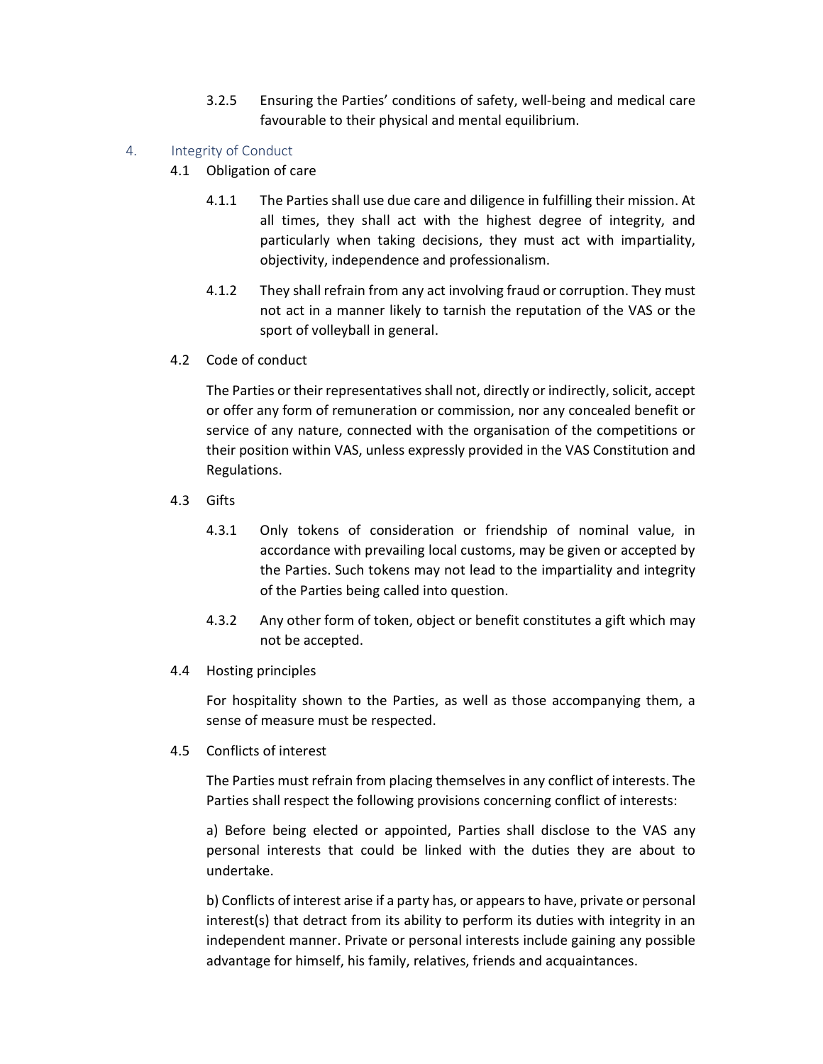3.2.5 Ensuring the Parties' conditions of safety, well-being and medical care favourable to their physical and mental equilibrium.

## 4. Integrity of Conduct

### 4.1 Obligation of care

4.1.1 The Parties shall use due care and diligence in fulfilling their mission. At all times, they shall act with the highest degree of integrity, and particularly when taking decisions, they must act with impartiality, objectivity, independence and professionalism.

4.1.2 They shall refrain from any act involving fraud or corruption. They must not act in a manner likely to tarnish the reputation of the VAS or the sport of volleyball in general.

### 4.2 Code of conduct

The Parties or their representatives shall not, directly or indirectly, solicit, accept or offer any form of remuneration or commission, nor any concealed benefit or service of any nature, connected with the organisation of the competitions or their position within VAS, unless expressly provided in the VAS Constitution and Regulations.

### 4.3 Gifts

4.3.1 Only tokens of consideration or friendship of nominal value, in accordance with prevailing local customs, may be given or accepted by the Parties. Such tokens may not lead to the impartiality and integrity of the Parties being called into question.

4.3.2 Any other form of token, object or benefit constitutes a gift which may not be accepted.

### 4.4 Hosting principles

For hospitality shown to the Parties, as well as those accompanying them, a sense of measure must be respected.

### 4.5 Conflicts of interest

The Parties must refrain from placing themselves in any conflict of interests. The Parties shall respect the following provisions concerning conflict of interests:

a) Before being elected or appointed, Parties shall disclose to the VAS any personal interests that could be linked with the duties they are about to undertake.

b) Conflicts of interest arise if a party has, or appears to have, private or personal interest(s) that detract from its ability to perform its duties with integrity in an independent manner. Private or personal interests include gaining any possible advantage for himself, his family, relatives, friends and acquaintances.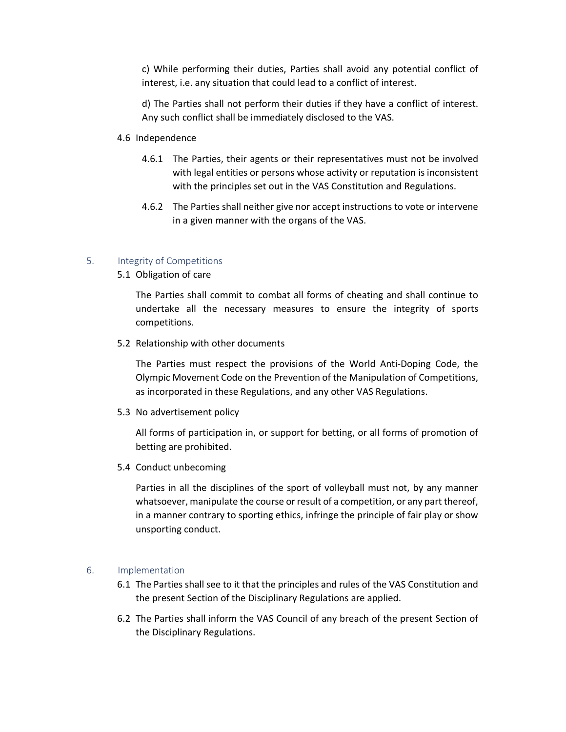c) While performing their duties, Parties shall avoid any potential conflict of interest, i.e. any situation that could lead to a conflict of interest.

d) The Parties shall not perform their duties if they have a conflict of interest. Any such conflict shall be immediately disclosed to the VAS.

4.6 Independence

4.6.1 The Parties, their agents or their representatives must not be involved with legal entities or persons whose activity or reputation is inconsistent with the principles set out in the VAS Constitution and Regulations.

4.6.2 The Parties shall neither give nor accept instructions to vote or intervene in a given manner with the organs of the VAS.

## 5. Integrity of Competitions

5.1 Obligation of care

The Parties shall commit to combat all forms of cheating and shall continue to undertake all the necessary measures to ensure the integrity of sports competitions.

5.2 Relationship with other documents

The Parties must respect the provisions of the World Anti-Doping Code, the Olympic Movement Code on the Prevention of the Manipulation of Competitions, as incorporated in these Regulations, and any other VAS Regulations.

5.3 No advertisement policy

All forms of participation in, or support for betting, or all forms of promotion of betting are prohibited.

5.4 Conduct unbecoming

Parties in all the disciplines of the sport of volleyball must not, by any manner whatsoever, manipulate the course or result of a competition, or any part thereof, in a manner contrary to sporting ethics, infringe the principle of fair play or show unsporting conduct.

## 6. Implementation

6.1 The Parties shall see to it that the principles and rules of the VAS Constitution and the present Section of the Disciplinary Regulations are applied.

6.2 The Parties shall inform the VAS Council of any breach of the present Section of the Disciplinary Regulations.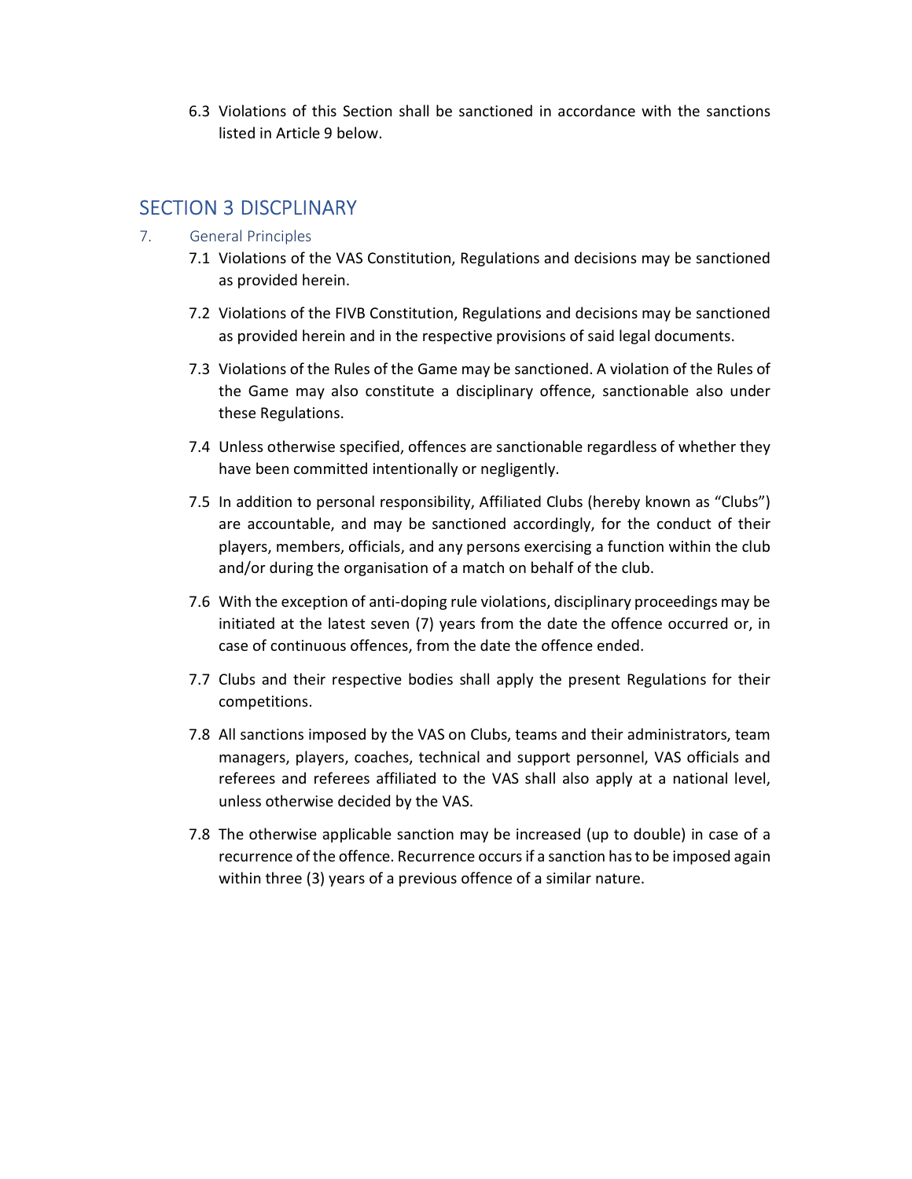6.3 Violations of this Section shall be sanctioned in accordance with the sanctions listed in Article 9 below.

## SECTION 3 DISCPLINARY

### 7. General Principles

7.1 Violations of the VAS Constitution, Regulations and decisions may be sanctioned as provided herein.

7.2 Violations of the FIVB Constitution, Regulations and decisions may be sanctioned as provided herein and in the respective provisions of said legal documents.

7.3 Violations of the Rules of the Game may be sanctioned. A violation of the Rules of the Game may also constitute a disciplinary offence, sanctionable also under these Regulations.

7.4 Unless otherwise specified, offences are sanctionable regardless of whether they have been committed intentionally or negligently.

7.5 In addition to personal responsibility, Affiliated Clubs (hereby known as "Clubs") are accountable, and may be sanctioned accordingly, for the conduct of their players, members, officials, and any persons exercising a function within the club and/or during the organisation of a match on behalf of the club.

7.6 With the exception of anti-doping rule violations, disciplinary proceedings may be initiated at the latest seven (7) years from the date the offence occurred or, in case of continuous offences, from the date the offence ended.

7.7 Clubs and their respective bodies shall apply the present Regulations for their competitions.

7.8 All sanctions imposed by the VAS on Clubs, teams and their administrators, team managers, players, coaches, technical and support personnel, VAS officials and referees and referees affiliated to the VAS shall also apply at a national level, unless otherwise decided by the VAS.

7.8 The otherwise applicable sanction may be increased (up to double) in case of a recurrence of the offence. Recurrence occurs if a sanction has to be imposed again within three (3) years of a previous offence of a similar nature.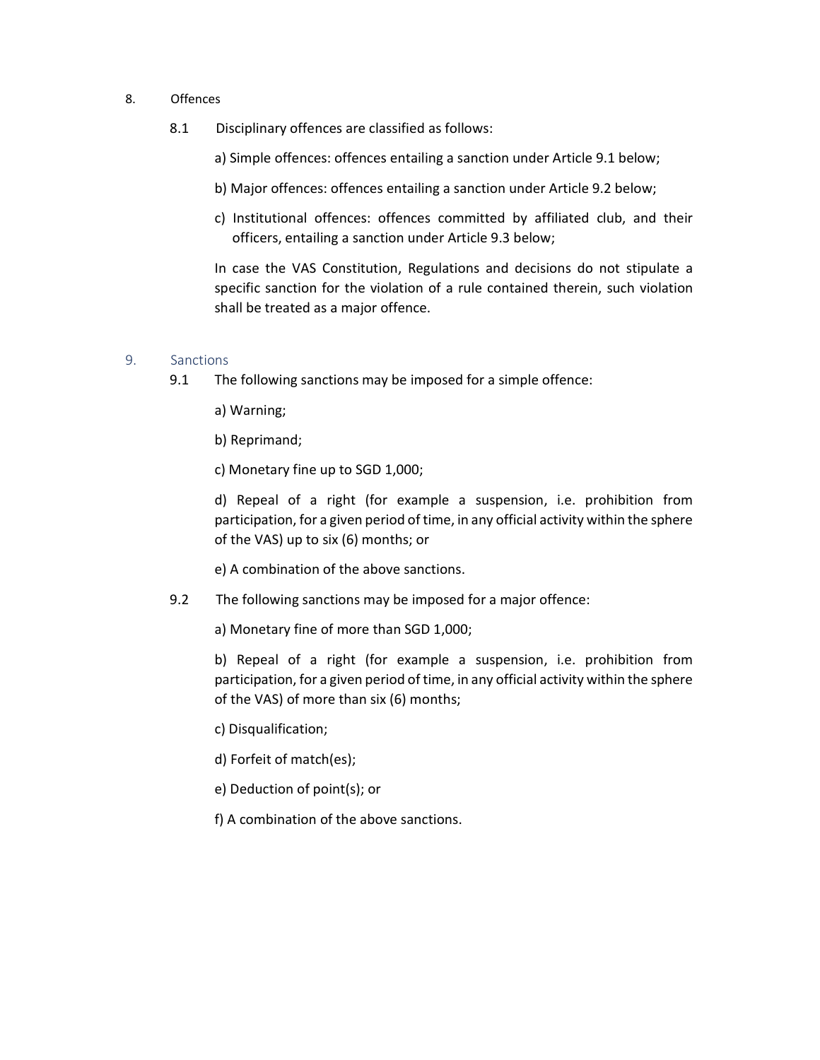## 8. Offences

8.1 Disciplinary offences are classified as follows:

a) Simple offences: offences entailing a sanction under Article 9.1 below;

b) Major offences: offences entailing a sanction under Article 9.2 below;

c) Institutional offences: offences committed by affiliated club, and their officers, entailing a sanction under Article 9.3 below;

In case the VAS Constitution, Regulations and decisions do not stipulate a specific sanction for the violation of a rule contained therein, such violation shall be treated as a major offence.

## 9. Sanctions

9.1 The following sanctions may be imposed for a simple offence:

a) Warning;

b) Reprimand;

c) Monetary fine up to SGD 1,000;

d) Repeal of a right (for example a suspension, i.e. prohibition from participation, for a given period of time, in any official activity within the sphere of the VAS) up to six (6) months; or

e) A combination of the above sanctions.

9.2 The following sanctions may be imposed for a major offence:

a) Monetary fine of more than SGD 1,000;

b) Repeal of a right (for example a suspension, i.e. prohibition from participation, for a given period of time, in any official activity within the sphere of the VAS) of more than six (6) months;

c) Disqualification;

d) Forfeit of match(es);

e) Deduction of point(s); or

f) A combination of the above sanctions.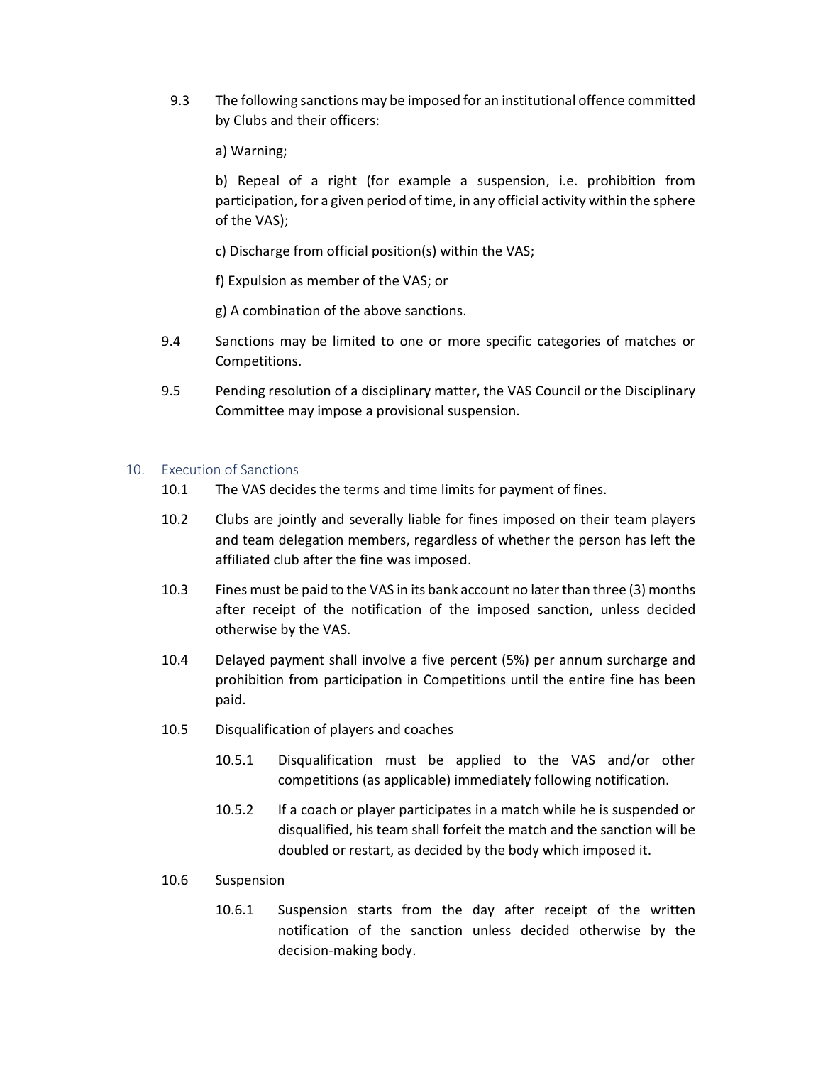9.3 The following sanctions may be imposed for an institutional offence committed by Clubs and their officers:

a) Warning;

b) Repeal of a right (for example a suspension, i.e. prohibition from participation, for a given period of time, in any official activity within the sphere of the VAS);

c) Discharge from official position(s) within the VAS;

f) Expulsion as member of the VAS; or

g) A combination of the above sanctions.

9.4 Sanctions may be limited to one or more specific categories of matches or Competitions.

9.5 Pending resolution of a disciplinary matter, the VAS Council or the Disciplinary Committee may impose a provisional suspension.

## 10. Execution of Sanctions

10.1 The VAS decides the terms and time limits for payment of fines.

10.2 Clubs are jointly and severally liable for fines imposed on their team players and team delegation members, regardless of whether the person has left the affiliated club after the fine was imposed.

10.3 Fines must be paid to the VAS in its bank account no later than three (3) months after receipt of the notification of the imposed sanction, unless decided otherwise by the VAS.

10.4 Delayed payment shall involve a five percent (5%) per annum surcharge and prohibition from participation in Competitions until the entire fine has been paid.

10.5 Disqualification of players and coaches

10.5.1 Disqualification must be applied to the VAS and/or other competitions (as applicable) immediately following notification.

10.5.2 If a coach or player participates in a match while he is suspended or disqualified, his team shall forfeit the match and the sanction will be doubled or restart, as decided by the body which imposed it.

10.6 Suspension

10.6.1 Suspension starts from the day after receipt of the written notification of the sanction unless decided otherwise by the decision-making body.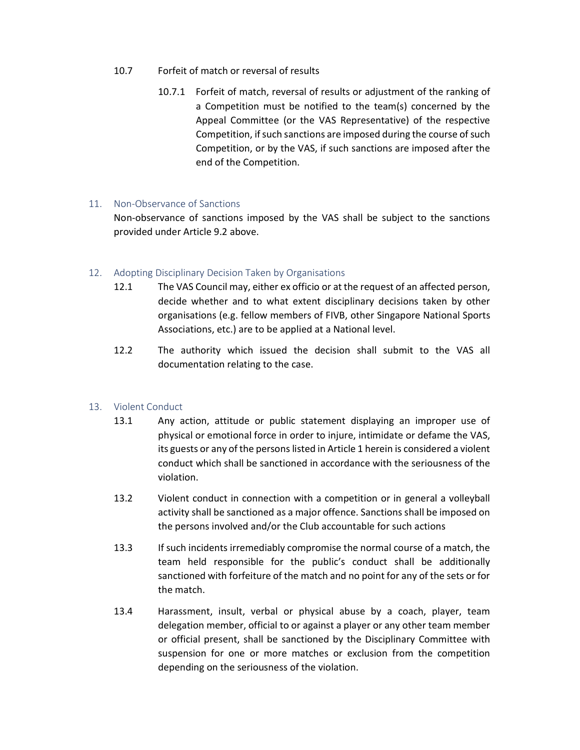10.7 Forfeit of match or reversal of results

10.7.1 Forfeit of match, reversal of results or adjustment of the ranking of a Competition must be notified to the team(s) concerned by the Appeal Committee (or the VAS Representative) of the respective Competition, if such sanctions are imposed during the course of such Competition, or by the VAS, if such sanctions are imposed after the end of the Competition.

## 11. Non-Observance of Sanctions

Non-observance of sanctions imposed by the VAS shall be subject to the sanctions provided under Article 9.2 above.

## 12. Adopting Disciplinary Decision Taken by Organisations

12.1 The VAS Council may, either ex officio or at the request of an affected person, decide whether and to what extent disciplinary decisions taken by other organisations (e.g. fellow members of FIVB, other Singapore National Sports Associations, etc.) are to be applied at a National level.

12.2 The authority which issued the decision shall submit to the VAS all documentation relating to the case.

## 13. Violent Conduct

13.1 Any action, attitude or public statement displaying an improper use of physical or emotional force in order to injure, intimidate or defame the VAS, its guests or any of the persons listed in Article 1 herein is considered a violent conduct which shall be sanctioned in accordance with the seriousness of the violation.

13.2 Violent conduct in connection with a competition or in general a volleyball activity shall be sanctioned as a major offence. Sanctions shall be imposed on the persons involved and/or the Club accountable for such actions

13.3 If such incidents irremediably compromise the normal course of a match, the team held responsible for the public's conduct shall be additionally sanctioned with forfeiture of the match and no point for any of the sets or for the match.

13.4 Harassment, insult, verbal or physical abuse by a coach, player, team delegation member, official to or against a player or any other team member or official present, shall be sanctioned by the Disciplinary Committee with suspension for one or more matches or exclusion from the competition depending on the seriousness of the violation.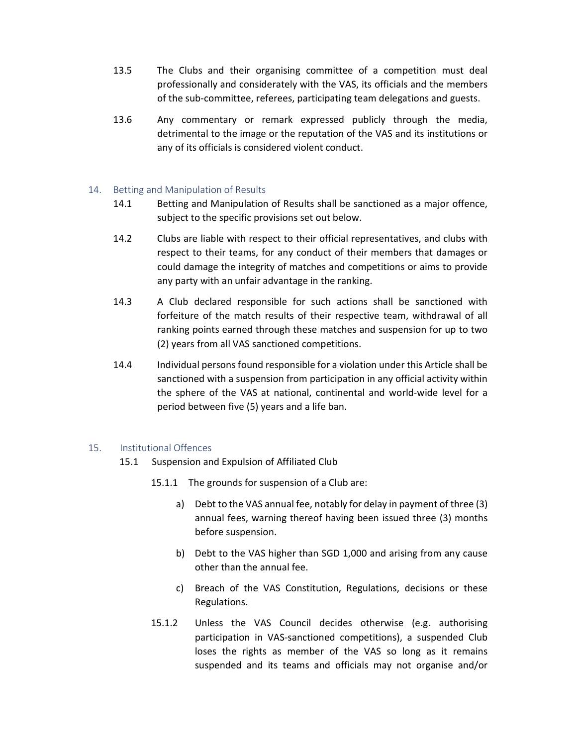13.5 The Clubs and their organising committee of a competition must deal professionally and considerately with the VAS, its officials and the members of the sub-committee, referees, participating team delegations and guests.

13.6 Any commentary or remark expressed publicly through the media, detrimental to the image or the reputation of the VAS and its institutions or any of its officials is considered violent conduct.

## 14. Betting and Manipulation of Results

14.1 Betting and Manipulation of Results shall be sanctioned as a major offence, subject to the specific provisions set out below.

14.2 Clubs are liable with respect to their official representatives, and clubs with respect to their teams, for any conduct of their members that damages or could damage the integrity of matches and competitions or aims to provide any party with an unfair advantage in the ranking.

14.3 A Club declared responsible for such actions shall be sanctioned with forfeiture of the match results of their respective team, withdrawal of all ranking points earned through these matches and suspension for up to two (2) years from all VAS sanctioned competitions.

14.4 Individual persons found responsible for a violation under this Article shall be sanctioned with a suspension from participation in any official activity within the sphere of the VAS at national, continental and world-wide level for a period between five (5) years and a life ban.

## 15. Institutional Offences

15.1 Suspension and Expulsion of Affiliated Club

15.1.1 The grounds for suspension of a Club are:

a) Debt to the VAS annual fee, notably for delay in payment of three (3) annual fees, warning thereof having been issued three (3) months before suspension.

b) Debt to the VAS higher than SGD 1,000 and arising from any cause other than the annual fee.

c) Breach of the VAS Constitution, Regulations, decisions or these Regulations.

15.1.2 Unless the VAS Council decides otherwise (e.g. authorising participation in VAS-sanctioned competitions), a suspended Club loses the rights as member of the VAS so long as it remains suspended and its teams and officials may not organise and/or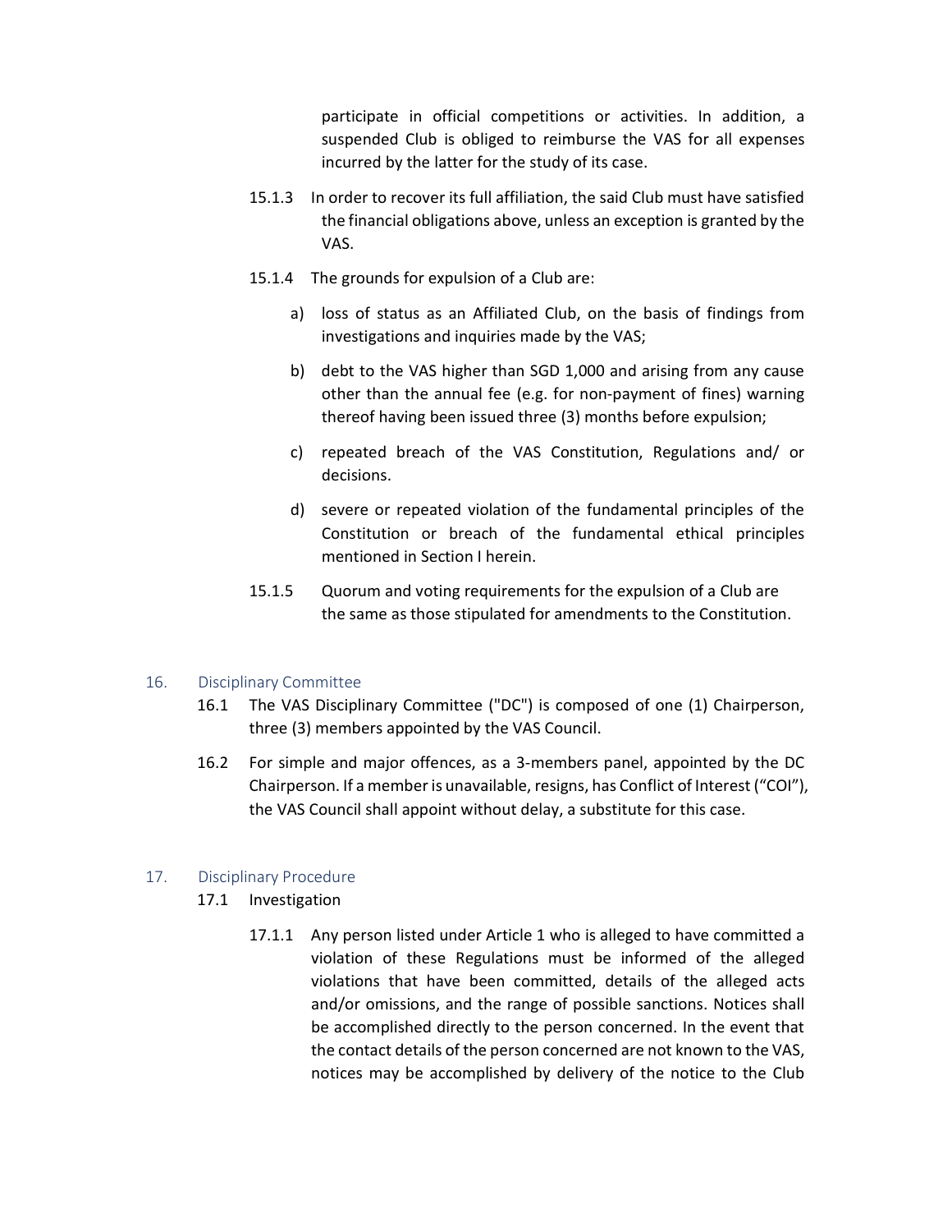participate in official competitions or activities. In addition, a suspended Club is obliged to reimburse the VAS for all expenses incurred by the latter for the study of its case.

15.1.3 In order to recover its full affiliation, the said Club must have satisfied the financial obligations above, unless an exception is granted by the VAS.

15.1.4 The grounds for expulsion of a Club are:

a) loss of status as an Affiliated Club, on the basis of findings from investigations and inquiries made by the VAS;

b) debt to the VAS higher than SGD 1,000 and arising from any cause other than the annual fee (e.g. for non-payment of fines) warning thereof having been issued three (3) months before expulsion;

c) repeated breach of the VAS Constitution, Regulations and/ or decisions.

d) severe or repeated violation of the fundamental principles of the Constitution or breach of the fundamental ethical principles mentioned in Section I herein.

15.1.5 Quorum and voting requirements for the expulsion of a Club are the same as those stipulated for amendments to the Constitution.

## 16. Disciplinary Committee

16.1 The VAS Disciplinary Committee ("DC") is composed of one (1) Chairperson, three (3) members appointed by the VAS Council.

16.2 For simple and major offences, as a 3-members panel, appointed by the DC Chairperson. If a member is unavailable, resigns, has Conflict of Interest ("COI"), the VAS Council shall appoint without delay, a substitute for this case.

## 17. Disciplinary Procedure

17.1 Investigation

17.1.1 Any person listed under Article 1 who is alleged to have committed a violation of these Regulations must be informed of the alleged violations that have been committed, details of the alleged acts and/or omissions, and the range of possible sanctions. Notices shall be accomplished directly to the person concerned. In the event that the contact details of the person concerned are not known to the VAS, notices may be accomplished by delivery of the notice to the Club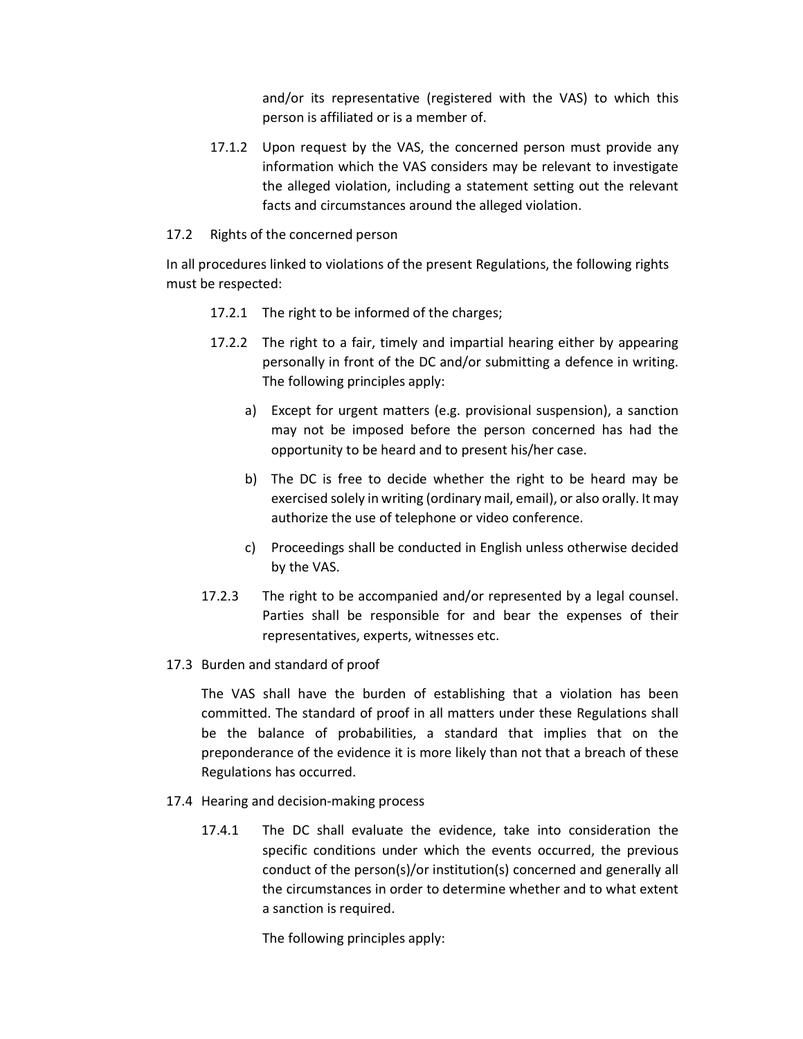and/or its representative (registered with the VAS) to which this person is affiliated or is a member of.

17.1.2 Upon request by the VAS, the concerned person must provide any information which the VAS considers may be relevant to investigate the alleged violation, including a statement setting out the relevant facts and circumstances around the alleged violation.

17.2 Rights of the concerned person

In all procedures linked to violations of the present Regulations, the following rights must be respected:

17.2.1 The right to be informed of the charges;

17.2.2 The right to a fair, timely and impartial hearing either by appearing personally in front of the DC and/or submitting a defence in writing. The following principles apply:

a) Except for urgent matters (e.g. provisional suspension), a sanction may not be imposed before the person concerned has had the opportunity to be heard and to present his/her case.

b) The DC is free to decide whether the right to be heard may be exercised solely in writing (ordinary mail, email), or also orally. It may authorize the use of telephone or video conference.

c) Proceedings shall be conducted in English unless otherwise decided by the VAS.

17.2.3 The right to be accompanied and/or represented by a legal counsel. Parties shall be responsible for and bear the expenses of their representatives, experts, witnesses etc.

17.3 Burden and standard of proof

The VAS shall have the burden of establishing that a violation has been committed. The standard of proof in all matters under these Regulations shall be the balance of probabilities, a standard that implies that on the preponderance of the evidence it is more likely than not that a breach of these Regulations has occurred.

17.4 Hearing and decision-making process

17.4.1 The DC shall evaluate the evidence, take into consideration the specific conditions under which the events occurred, the previous conduct of the person(s)/or institution(s) concerned and generally all the circumstances in order to determine whether and to what extent a sanction is required.

The following principles apply: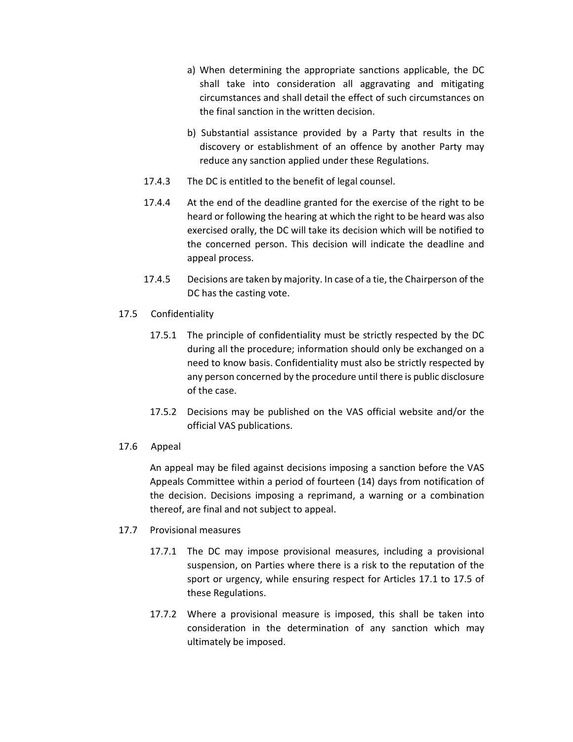a) When determining the appropriate sanctions applicable, the DC shall take into consideration all aggravating and mitigating circumstances and shall detail the effect of such circumstances on the final sanction in the written decision.

b) Substantial assistance provided by a Party that results in the discovery or establishment of an offence by another Party may reduce any sanction applied under these Regulations.

17.4.3 The DC is entitled to the benefit of legal counsel.

17.4.4 At the end of the deadline granted for the exercise of the right to be heard or following the hearing at which the right to be heard was also exercised orally, the DC will take its decision which will be notified to the concerned person. This decision will indicate the deadline and appeal process.

17.4.5 Decisions are taken by majority. In case of a tie, the Chairperson of the DC has the casting vote.

17.5 Confidentiality

17.5.1 The principle of confidentiality must be strictly respected by the DC during all the procedure; information should only be exchanged on a need to know basis. Confidentiality must also be strictly respected by any person concerned by the procedure until there is public disclosure of the case.

17.5.2 Decisions may be published on the VAS official website and/or the official VAS publications.

17.6 Appeal

An appeal may be filed against decisions imposing a sanction before the VAS Appeals Committee within a period of fourteen (14) days from notification of the decision. Decisions imposing a reprimand, a warning or a combination thereof, are final and not subject to appeal.

17.7 Provisional measures

17.7.1 The DC may impose provisional measures, including a provisional suspension, on Parties where there is a risk to the reputation of the sport or urgency, while ensuring respect for Articles 17.1 to 17.5 of these Regulations.

17.7.2 Where a provisional measure is imposed, this shall be taken into consideration in the determination of any sanction which may ultimately be imposed.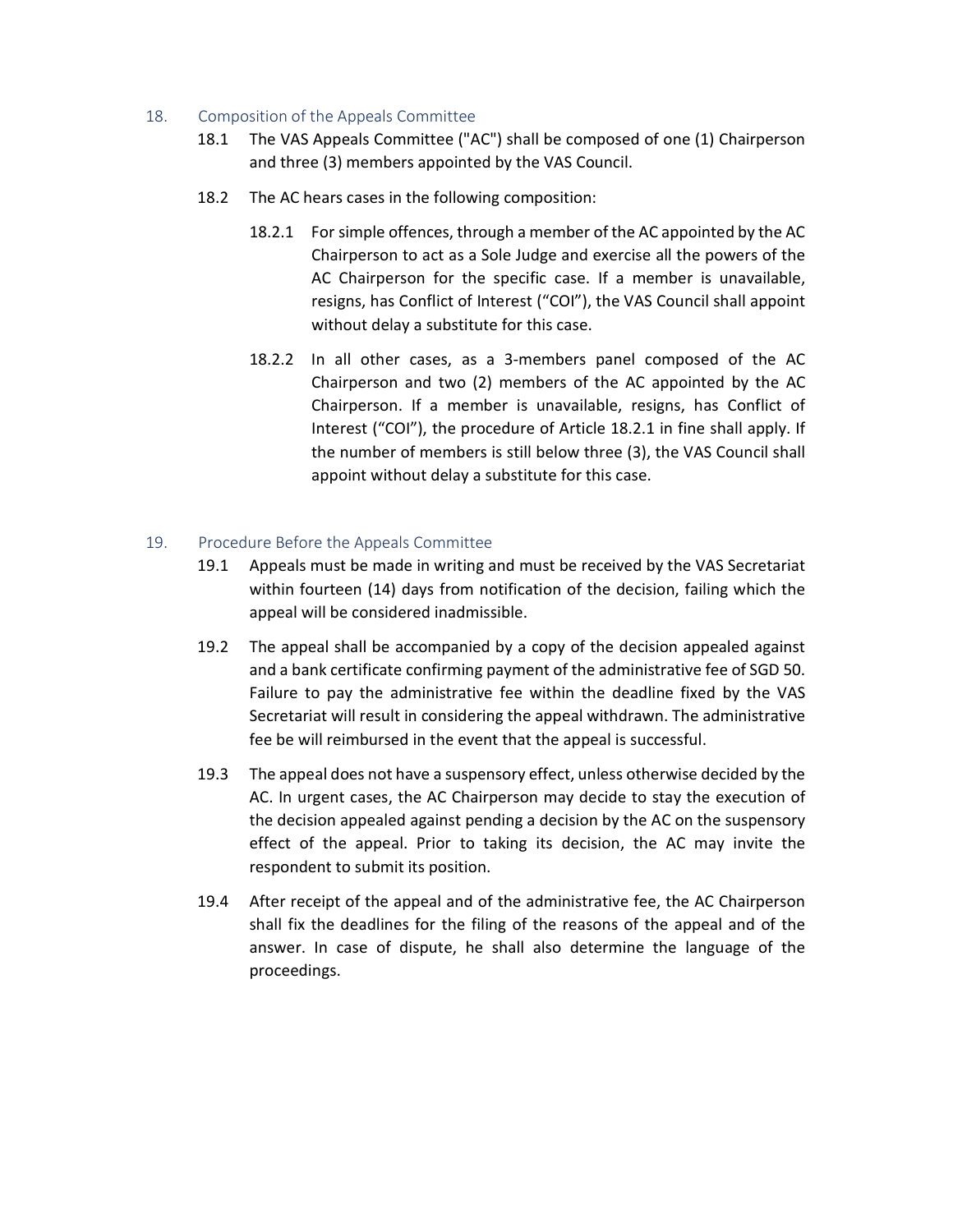## 18. Composition of the Appeals Committee

18.1 The VAS Appeals Committee ("AC") shall be composed of one (1) Chairperson and three (3) members appointed by the VAS Council.

18.2 The AC hears cases in the following composition:

18.2.1 For simple offences, through a member of the AC appointed by the AC Chairperson to act as a Sole Judge and exercise all the powers of the AC Chairperson for the specific case. If a member is unavailable, resigns, has Conflict of Interest ("COI"), the VAS Council shall appoint without delay a substitute for this case.

18.2.2 In all other cases, as a 3-members panel composed of the AC Chairperson and two (2) members of the AC appointed by the AC Chairperson. If a member is unavailable, resigns, has Conflict of Interest ("COI"), the procedure of Article 18.2.1 in fine shall apply. If the number of members is still below three (3), the VAS Council shall appoint without delay a substitute for this case.

## 19. Procedure Before the Appeals Committee

19.1 Appeals must be made in writing and must be received by the VAS Secretariat within fourteen (14) days from notification of the decision, failing which the appeal will be considered inadmissible.

19.2 The appeal shall be accompanied by a copy of the decision appealed against and a bank certificate confirming payment of the administrative fee of SGD 50. Failure to pay the administrative fee within the deadline fixed by the VAS Secretariat will result in considering the appeal withdrawn. The administrative fee be will reimbursed in the event that the appeal is successful.

19.3 The appeal does not have a suspensory effect, unless otherwise decided by the AC. In urgent cases, the AC Chairperson may decide to stay the execution of the decision appealed against pending a decision by the AC on the suspensory effect of the appeal. Prior to taking its decision, the AC may invite the respondent to submit its position.

19.4 After receipt of the appeal and of the administrative fee, the AC Chairperson shall fix the deadlines for the filing of the reasons of the appeal and of the answer. In case of dispute, he shall also determine the language of the proceedings.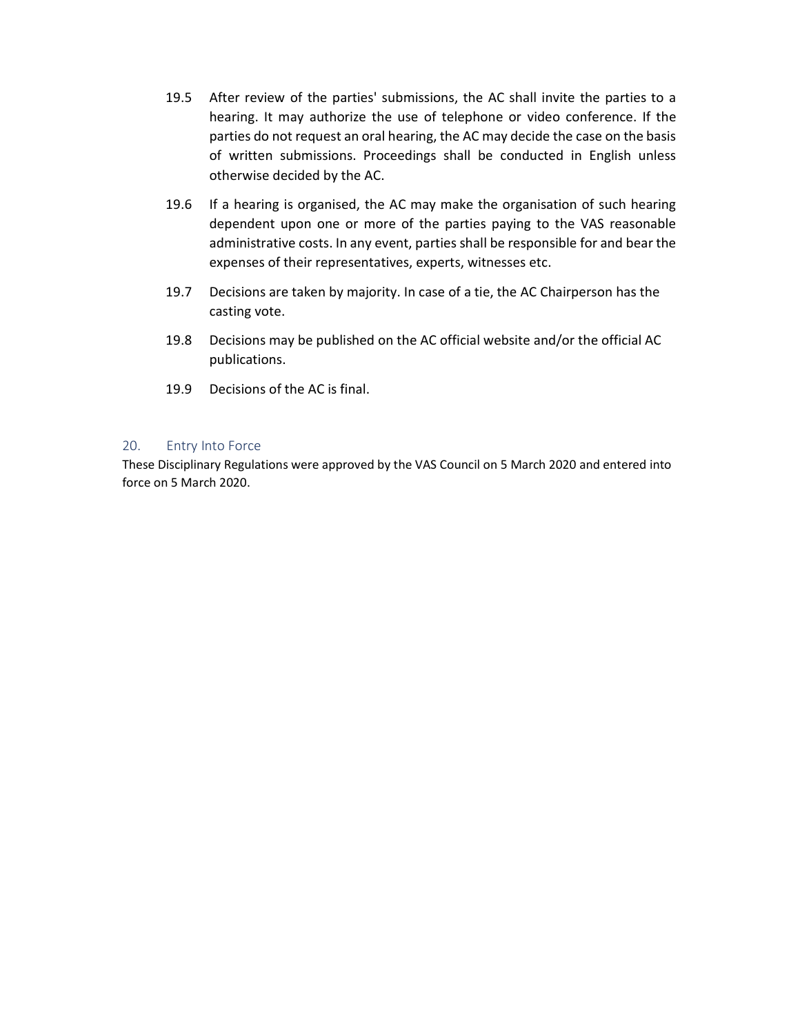19.5 After review of the parties' submissions, the AC shall invite the parties to a hearing. It may authorize the use of telephone or video conference. If the parties do not request an oral hearing, the AC may decide the case on the basis of written submissions. Proceedings shall be conducted in English unless otherwise decided by the AC.

19.6 If a hearing is organised, the AC may make the organisation of such hearing dependent upon one or more of the parties paying to the VAS reasonable administrative costs. In any event, parties shall be responsible for and bear the expenses of their representatives, experts, witnesses etc.

19.7 Decisions are taken by majority. In case of a tie, the AC Chairperson has the casting vote.

19.8 Decisions may be published on the AC official website and/or the official AC publications.

19.9 Decisions of the AC is final.

## 20. Entry Into Force

These Disciplinary Regulations were approved by the VAS Council on 5 March 2020 and entered into force on 5 March 2020.